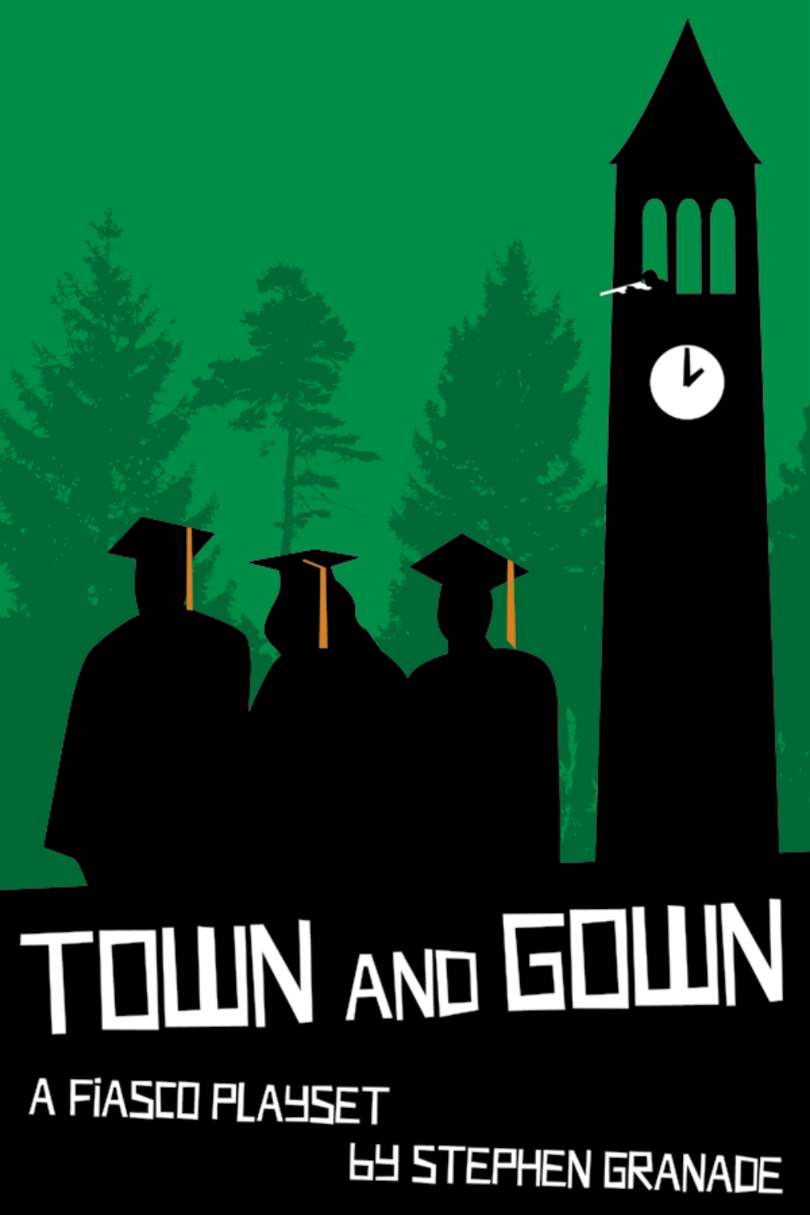# TOWN AND GOWN

A FIASCO PLAYSET

by STEPHEN GRANADE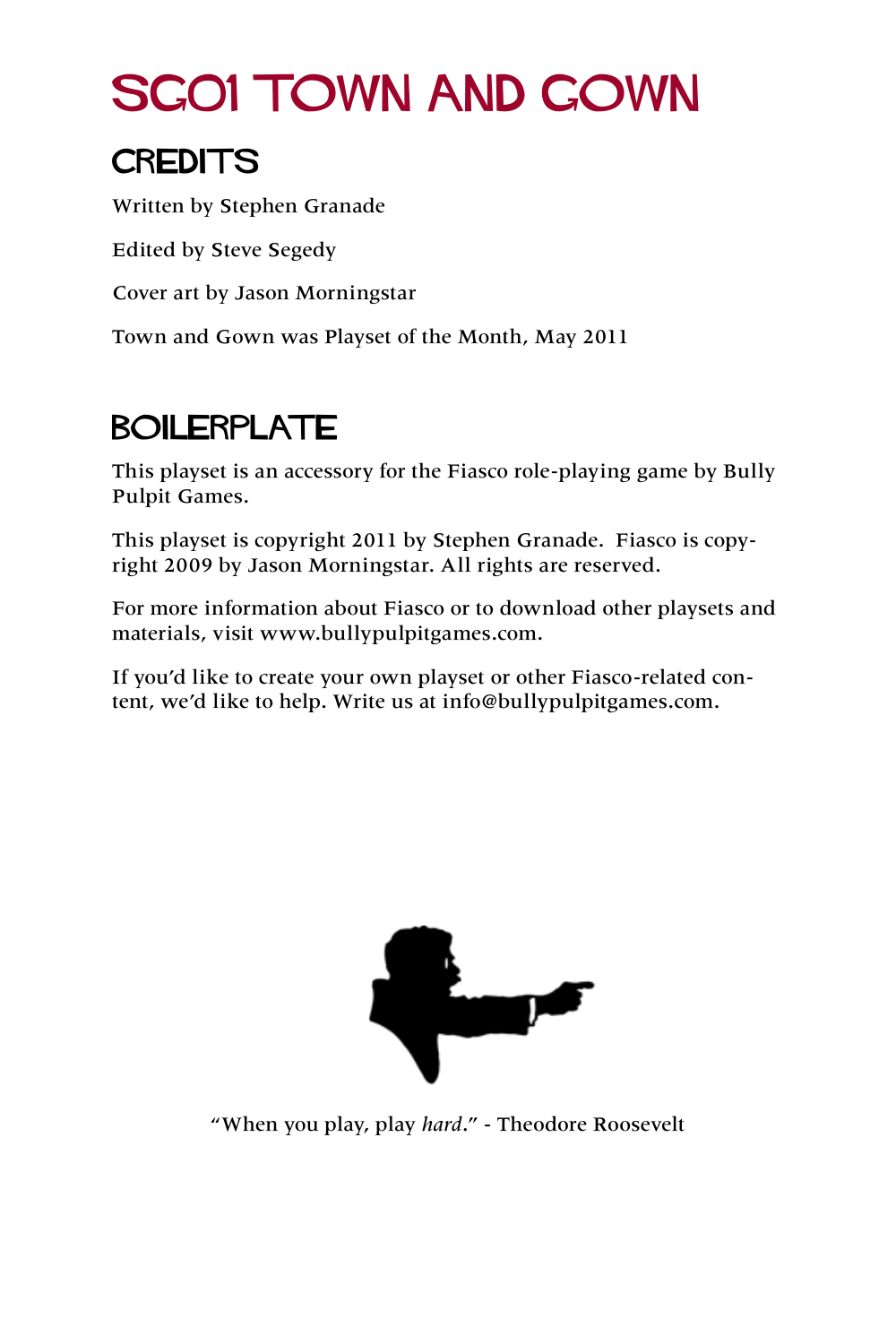# SG01 Town and Gown

## Credits

Written by Stephen Granade

Edited by Steve Segedy

Cover art by Jason Morningstar

Town and Gown was Playset of the Month, May 2011

## Boilerplate

This playset is an accessory for the Fiasco role-playing game by Bully Pulpit Games.

This playset is copyright 2011 by Stephen Granade. Fiasco is copyright 2009 by Jason Morningstar. All rights are reserved.

For more information about Fiasco or to download other playsets and materials, visit www.bullypulpitgames.com.

If you'd like to create your own playset or other Fiasco-related content, we'd like to help. Write us at info@bullypulpitgames.com.

"When you play, play *hard*." - Theodore Roosevelt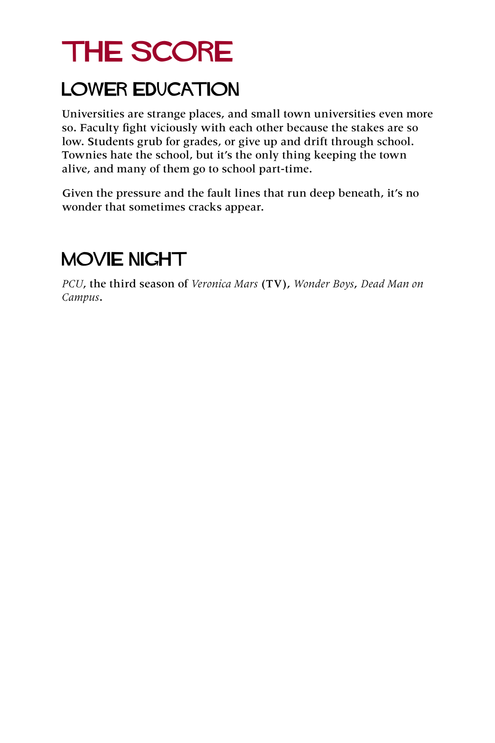# THE SCORE

## LOWER EDUCATION

Universities are strange places, and small town universities even more so. Faculty fight viciously with each other because the stakes are so low. Students grub for grades, or give up and drift through school. Townies hate the school, but it's the only thing keeping the town alive, and many of them go to school part-time.

Given the pressure and the fault lines that run deep beneath, it's no wonder that sometimes cracks appear.

## MOVIE NIGHT

*PCU*, the third season of *Veronica Mars* (TV), *Wonder Boys*, *Dead Man on Campus*.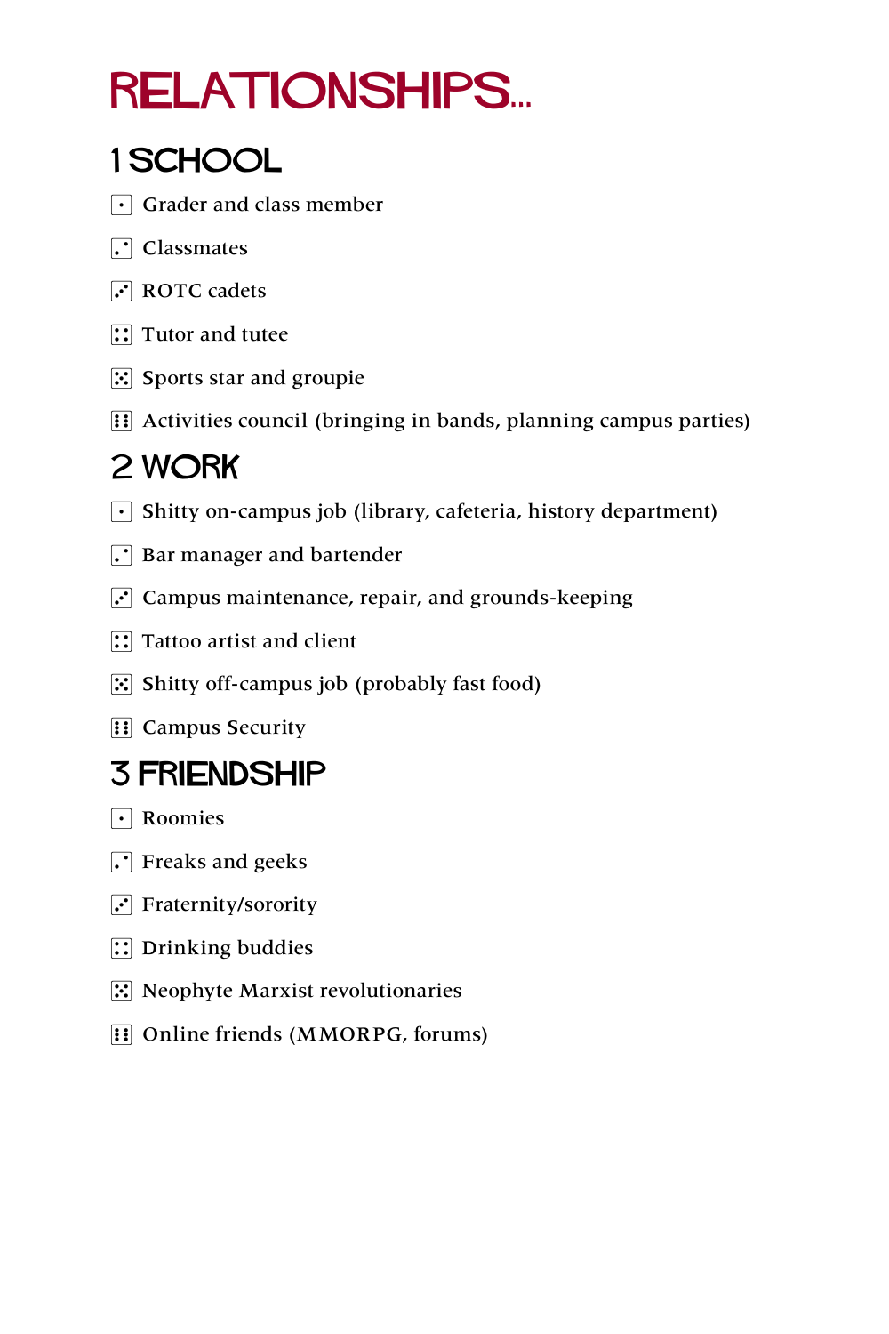# RELATIONSHIPS...

## 1 SCHOOL

⚀ Grader and class member

⚁ Classmates

⚂ ROTC cadets

⚃ Tutor and tutee

⚄ Sports star and groupie

⚅ Activities council (bringing in bands, planning campus parties)

## 2 WORK

⚀ Shitty on-campus job (library, cafeteria, history department)

⚁ Bar manager and bartender

⚂ Campus maintenance, repair, and grounds-keeping

⚃ Tattoo artist and client

⚄ Shitty off-campus job (probably fast food)

⚅ Campus Security

## 3 FRIENDSHIP

⚀ Roomies

⚁ Freaks and geeks

⚂ Fraternity/sorority

⚃ Drinking buddies

⚄ Neophyte Marxist revolutionaries

⚅ Online friends (MMORPG, forums)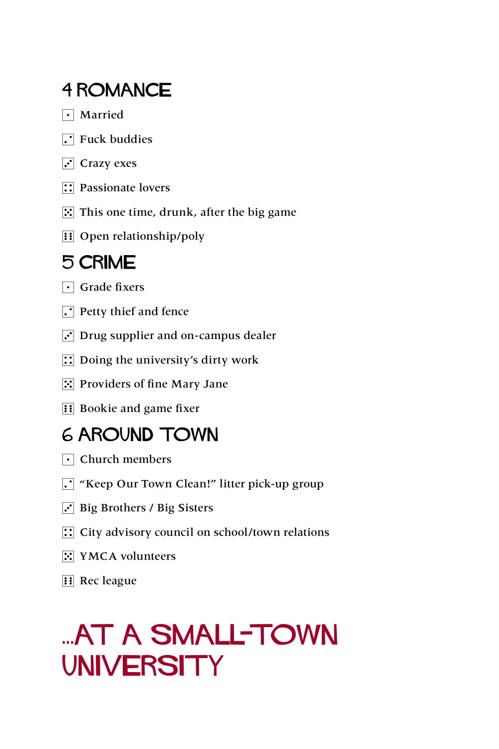## 4 ROMANCE

- ⚀ Married
- ⚁ Fuck buddies
- ⚂ Crazy exes
- ⚃ Passionate lovers
- ⚄ This one time, drunk, after the big game
- ⚅ Open relationship/poly

## 5 CRIME

- ⚀ Grade fixers
- ⚁ Petty thief and fence
- ⚂ Drug supplier and on-campus dealer
- ⚃ Doing the university's dirty work
- ⚄ Providers of fine Mary Jane
- ⚅ Bookie and game fixer

## 6 AROUND TOWN

- ⚀ Church members
- ⚁ "Keep Our Town Clean!" litter pick-up group
- ⚂ Big Brothers / Big Sisters
- ⚃ City advisory council on school/town relations
- ⚄ YMCA volunteers
- ⚅ Rec league

# ...AT A SMALL-TOWN UNIVERSITY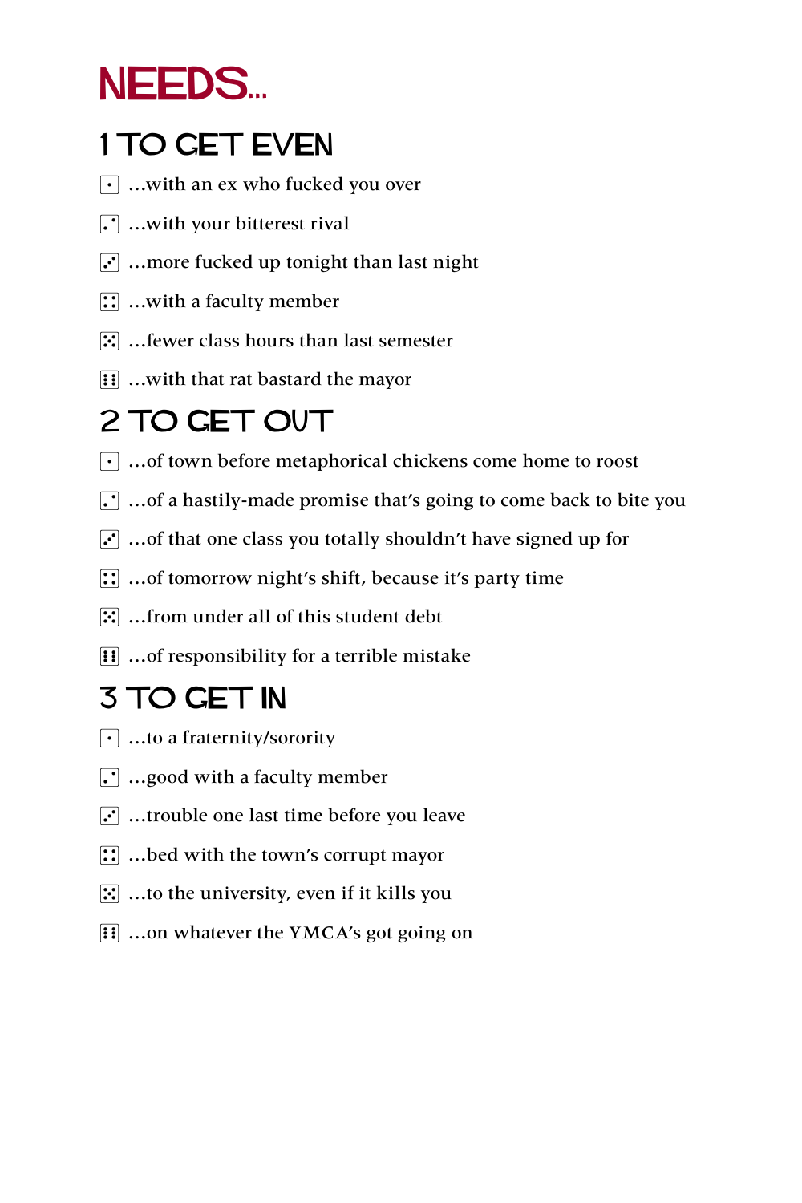# NEEDS...

## 1 TO GET EVEN

- ⚀ ...with an ex who fucked you over
- ⚁ ...with your bitterest rival
- ⚂ ...more fucked up tonight than last night
- ⚃ ...with a faculty member
- ⚄ ...fewer class hours than last semester
- ⚅ ...with that rat bastard the mayor

## 2 TO GET OUT

- ⚀ ...of town before metaphorical chickens come home to roost
- ⚁ ...of a hastily-made promise that's going to come back to bite you
- ⚂ ...of that one class you totally shouldn't have signed up for
- ⚃ ...of tomorrow night's shift, because it's party time
- ⚄ ...from under all of this student debt
- ⚅ ...of responsibility for a terrible mistake

## 3 TO GET IN

- ⚀ ...to a fraternity/sorority
- ⚁ ...good with a faculty member
- ⚂ ...trouble one last time before you leave
- ⚃ ...bed with the town's corrupt mayor
- ⚄ ...to the university, even if it kills you
- ⚅ ...on whatever the YMCA's got going on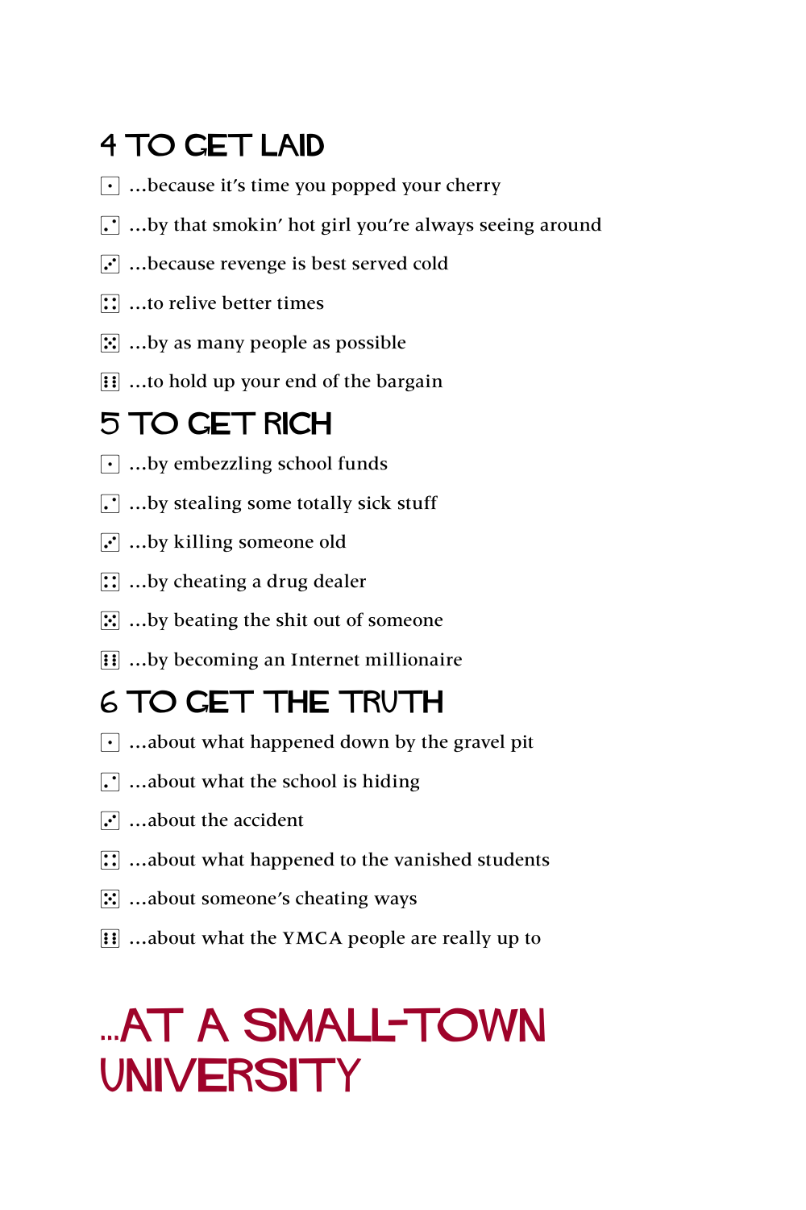## 4 TO GET LAID

- ⚀ ...because it's time you popped your cherry
- ⚁ ...by that smokin' hot girl you're always seeing around
- ⚂ ...because revenge is best served cold
- ⚃ ...to relive better times
- ⚄ ...by as many people as possible
- ⚅ ...to hold up your end of the bargain

## 5 TO GET RICH

- ⚀ ...by embezzling school funds
- ⚁ ...by stealing some totally sick stuff
- ⚂ ...by killing someone old
- ⚃ ...by cheating a drug dealer
- ⚄ ...by beating the shit out of someone
- ⚅ ...by becoming an Internet millionaire

## 6 TO GET THE TRUTH

- ⚀ ...about what happened down by the gravel pit
- ⚁ ...about what the school is hiding
- ⚂ ...about the accident
- ⚃ ...about what happened to the vanished students
- ⚄ ...about someone's cheating ways
- ⚅ ...about what the YMCA people are really up to

# ...AT A SMALL-TOWN UNIVERSITY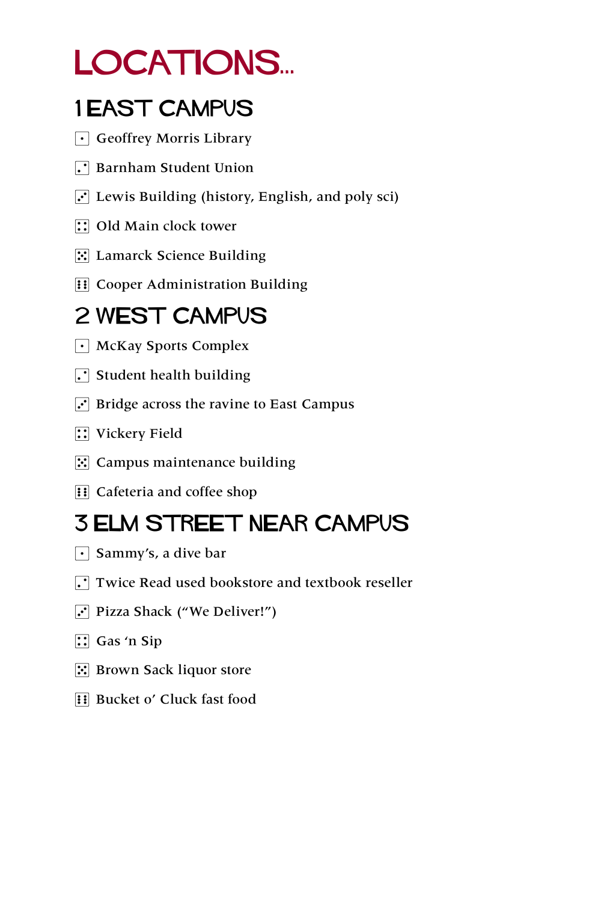# LOCATIONS...

## 1 EAST CAMPUS

- ⚀ Geoffrey Morris Library
- ⚁ Barnham Student Union
- ⚂ Lewis Building (history, English, and poly sci)
- ⚃ Old Main clock tower
- ⚄ Lamarck Science Building
- ⚅ Cooper Administration Building

## 2 WEST CAMPUS

- ⚀ McKay Sports Complex
- ⚁ Student health building
- ⚂ Bridge across the ravine to East Campus
- ⚃ Vickery Field
- ⚄ Campus maintenance building
- ⚅ Cafeteria and coffee shop

## 3 ELM STREET NEAR CAMPUS

- ⚀ Sammy’s, a dive bar
- ⚁ Twice Read used bookstore and textbook reseller
- ⚂ Pizza Shack (“We Deliver!”)
- ⚃ Gas ‘n Sip
- ⚄ Brown Sack liquor store
- ⚅ Bucket o’ Cluck fast food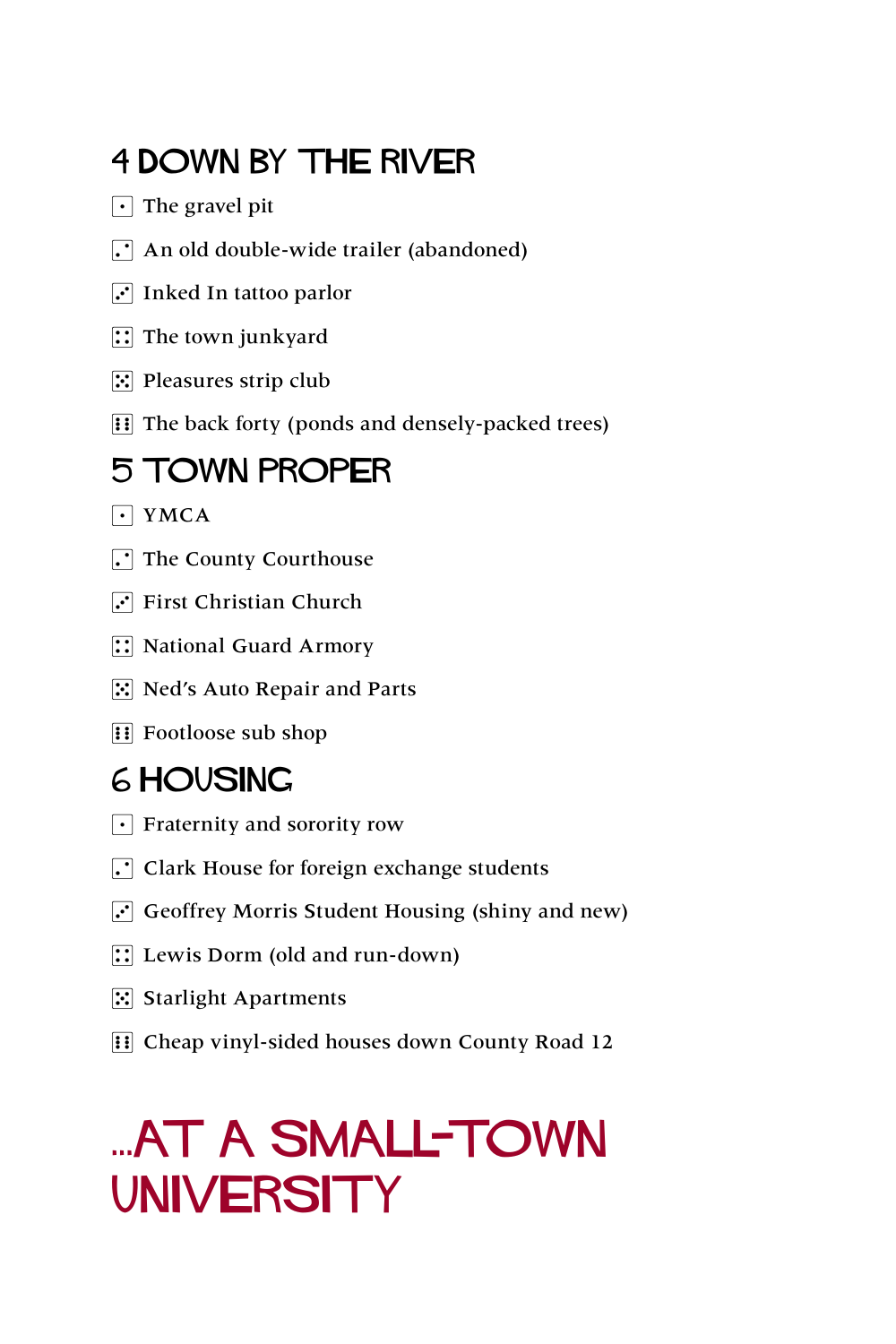## 4 DOWN BY THE RIVER

- ⚀ The gravel pit
- ⚁ An old double-wide trailer (abandoned)
- ⚂ Inked In tattoo parlor
- ⚃ The town junkyard
- ⚄ Pleasures strip club
- ⚅ The back forty (ponds and densely-packed trees)

## 5 TOWN PROPER

- ⚀ YMCA
- ⚁ The County Courthouse
- ⚂ First Christian Church
- ⚃ National Guard Armory
- ⚄ Ned's Auto Repair and Parts
- ⚅ Footloose sub shop

## 6 HOUSING

- ⚀ Fraternity and sorority row
- ⚁ Clark House for foreign exchange students
- ⚂ Geoffrey Morris Student Housing (shiny and new)
- ⚃ Lewis Dorm (old and run-down)
- ⚄ Starlight Apartments
- ⚅ Cheap vinyl-sided houses down County Road 12

# ...AT A SMALL-TOWN UNIVERSITY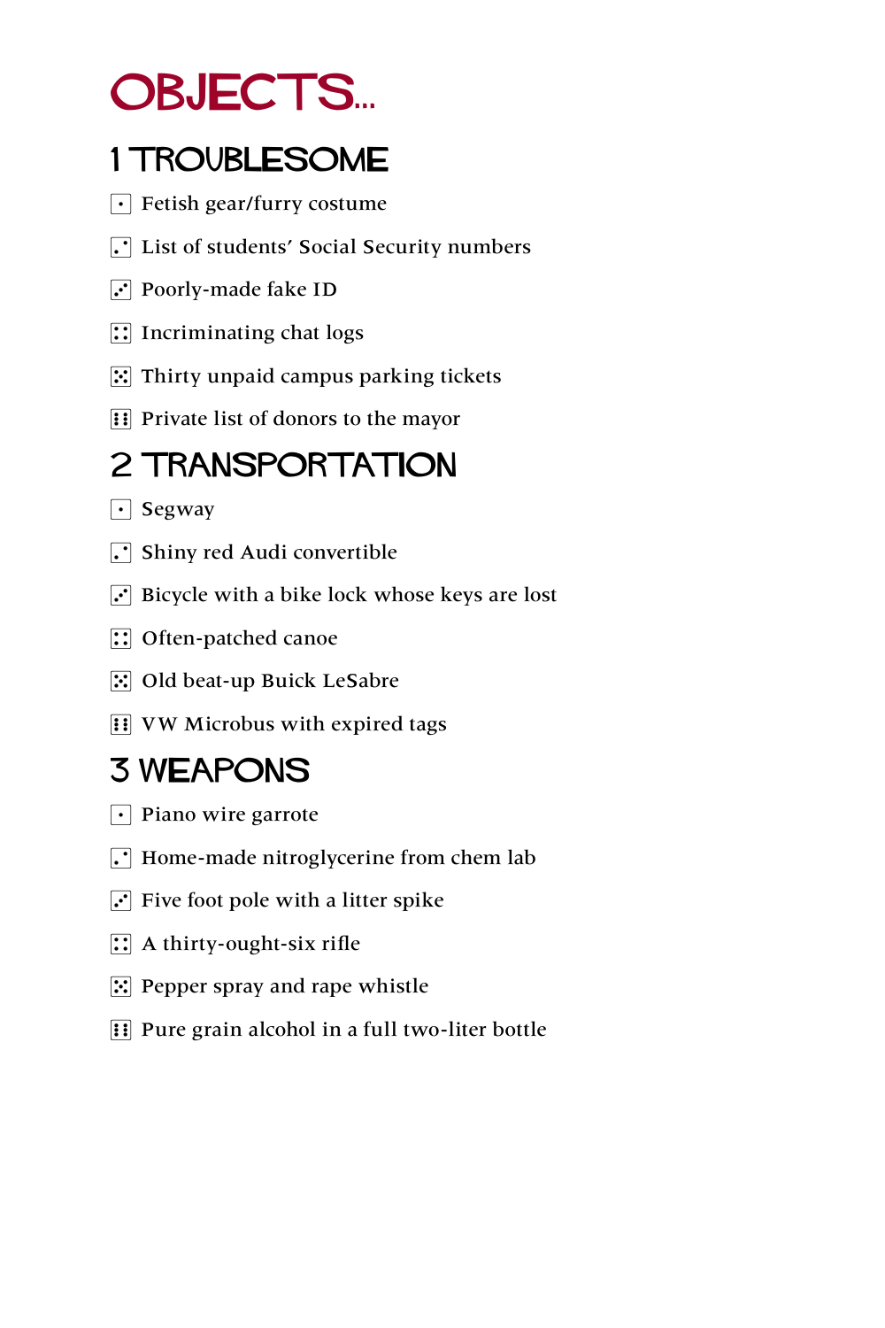# OBJECTS...

## 1 TROUBLESOME

- ⚀ Fetish gear/furry costume
- ⚁ List of students' Social Security numbers
- ⚂ Poorly-made fake ID
- ⚃ Incriminating chat logs
- ⚄ Thirty unpaid campus parking tickets
- ⚅ Private list of donors to the mayor

## 2 TRANSPORTATION

- ⚀ Segway
- ⚁ Shiny red Audi convertible
- ⚂ Bicycle with a bike lock whose keys are lost
- ⚃ Often-patched canoe
- ⚄ Old beat-up Buick LeSabre
- ⚅ VW Microbus with expired tags

## 3 WEAPONS

- ⚀ Piano wire garrote
- ⚁ Home-made nitroglycerine from chem lab
- ⚂ Five foot pole with a litter spike
- ⚃ A thirty-ought-six rifle
- ⚄ Pepper spray and rape whistle
- ⚅ Pure grain alcohol in a full two-liter bottle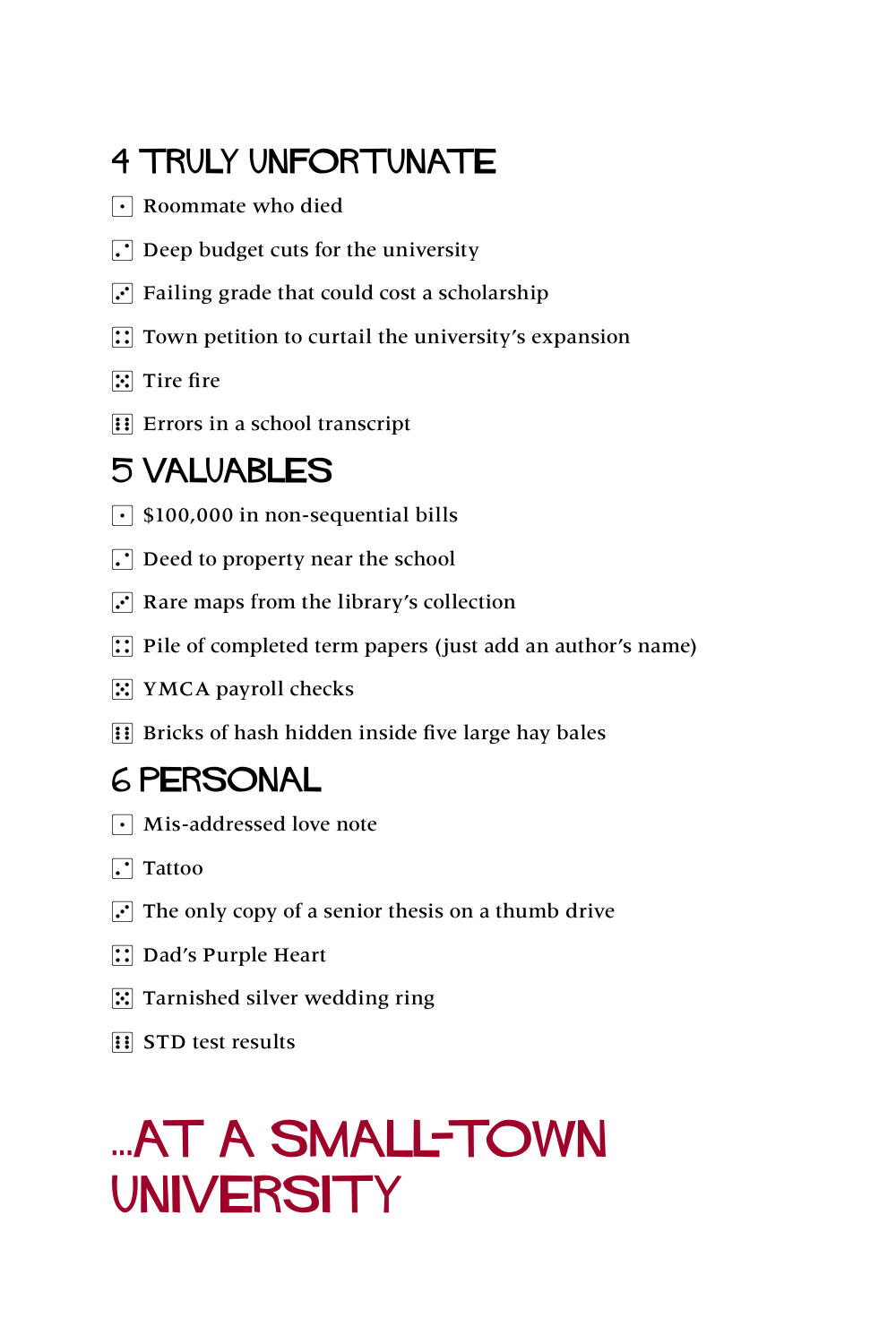## 4 TRULY UNFORTUNATE

- ⚀ Roommate who died
- ⚁ Deep budget cuts for the university
- ⚂ Failing grade that could cost a scholarship
- ⚃ Town petition to curtail the university's expansion
- ⚄ Tire fire
- ⚅ Errors in a school transcript

## 5 VALUABLES

- ⚀ $100,000 in non-sequential bills
- ⚁ Deed to property near the school
- ⚂ Rare maps from the library's collection
- ⚃ Pile of completed term papers (just add an author's name)
- ⚄ YMCA payroll checks
- ⚅ Bricks of hash hidden inside five large hay bales

## 6 PERSONAL

- ⚀ Mis-addressed love note
- ⚁ Tattoo
- ⚂ The only copy of a senior thesis on a thumb drive
- ⚃ Dad's Purple Heart
- ⚄ Tarnished silver wedding ring
- ⚅ STD test results

# ...AT A SMALL-TOWN UNIVERSITY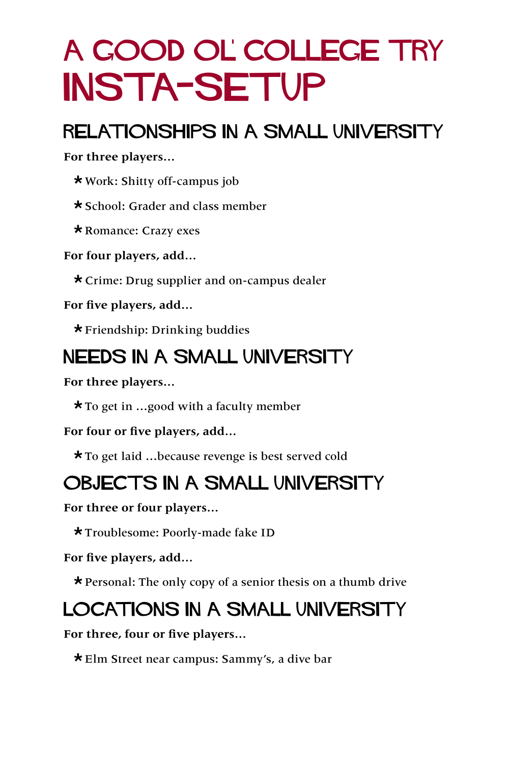# A Good Ol' College Try
# Insta-Setup

## Relationships in a Small University

**For three players...**

- Work: Shitty off-campus job
- School: Grader and class member
- Romance: Crazy exes

**For four players, add...**

- Crime: Drug supplier and on-campus dealer

**For five players, add...**

- Friendship: Drinking buddies

## Needs in a Small University

**For three players...**

- To get in ...good with a faculty member

**For four or five players, add...**

- To get laid ...because revenge is best served cold

## Objects in a Small University

**For three or four players...**

- Troublesome: Poorly-made fake ID

**For five players, add...**

- Personal: The only copy of a senior thesis on a thumb drive

## Locations in a Small University

**For three, four or five players...**

- Elm Street near campus: Sammy's, a dive bar